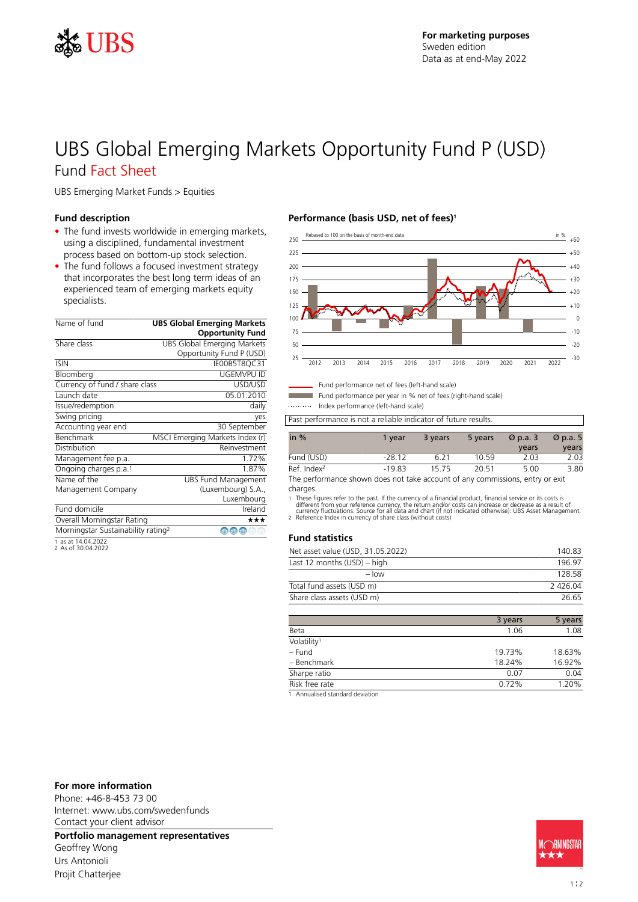For marketing purposes
Sweden edition
Data as at end-May 2022

# UBS Global Emerging Markets Opportunity Fund P (USD)

## Fund Fact Sheet

UBS Emerging Market Funds > Equities

### Fund description

- The fund invests worldwide in emerging markets, using a disciplined, fundamental investment process based on bottom-up stock selection.
- The fund follows a focused investment strategy that incorporates the best long term ideas of an experienced team of emerging markets equity specialists.

| Name of fund | **UBS Global Emerging Markets Opportunity Fund** |
|---|---|
| Share class | UBS Global Emerging Markets Opportunity Fund P (USD) |
| ISIN | IE00B5T8QC31 |
| Bloomberg | UGEMVPU ID |
| Currency of fund / share class | USD/USD |
| Launch date | 05.01.2010 |
| Issue/redemption | daily |
| Swing pricing | yes |
| Accounting year end | 30 September |
| Benchmark | MSCI Emerging Markets Index (r) |
| Distribution | Reinvestment |
| Management fee p.a. | 1.72% |
| Ongoing charges p.a.[1] | 1.87% |
| Name of the Management Company | UBS Fund Management (Luxembourg) S.A., Luxembourg |
| Fund domicile | Ireland |
| Overall Morningstar Rating | ★★★ |
| Morningstar Sustainability rating[2] | |

1 as at 14.04.2022
2 As of 30.04.2022

### Performance (basis USD, net of fees)[1]

Fund performance net of fees (left-hand scale)
Fund performance per year in % net of fees (right-hand scale)
Index performance (left-hand scale)

Past performance is not a reliable indicator of future results.

| in % | 1 year | 3 years | 5 years | Ø p.a. 3 years | Ø p.a. 5 years |
|---|---|---|---|---|---|
| Fund (USD) | -28.12 | 6.21 | 10.59 | 2.03 | 2.03 |
| Ref. Index[2] | -19.83 | 15.75 | 20.51 | 5.00 | 3.80 |

The performance shown does not take account of any commissions, entry or exit charges.

1 These figures refer to the past. If the currency of a financial product, financial service or its costs is different from your reference currency, the return and/or costs can increase or decrease as a result of currency fluctuations. Source for all data and chart (if not indicated otherwise): UBS Asset Management.
2 Reference Index in currency of share class (without costs)

### Fund statistics

| | |
|---|---|
| Net asset value (USD, 31.05.2022) | 140.83 |
| Last 12 months (USD) – high | 196.97 |
| – low | 128.58 |
| Total fund assets (USD m) | 2 426.04 |
| Share class assets (USD m) | 26.65 |

| | 3 years | 5 years |
|---|---|---|
| Beta | 1.06 | 1.08 |
| Volatility[1] | | |
| – Fund | 19.73% | 18.63% |
| – Benchmark | 18.24% | 16.92% |
| Sharpe ratio | 0.07 | 0.04 |
| Risk free rate | 0.72% | 1.20% |

1 Annualised standard deviation

### For more information

Phone: +46-8-453 73 00
Internet: www.ubs.com/swedenfunds
Contact your client advisor

### Portfolio management representatives

Geoffrey Wong
Urs Antonioli
Projit Chatterjee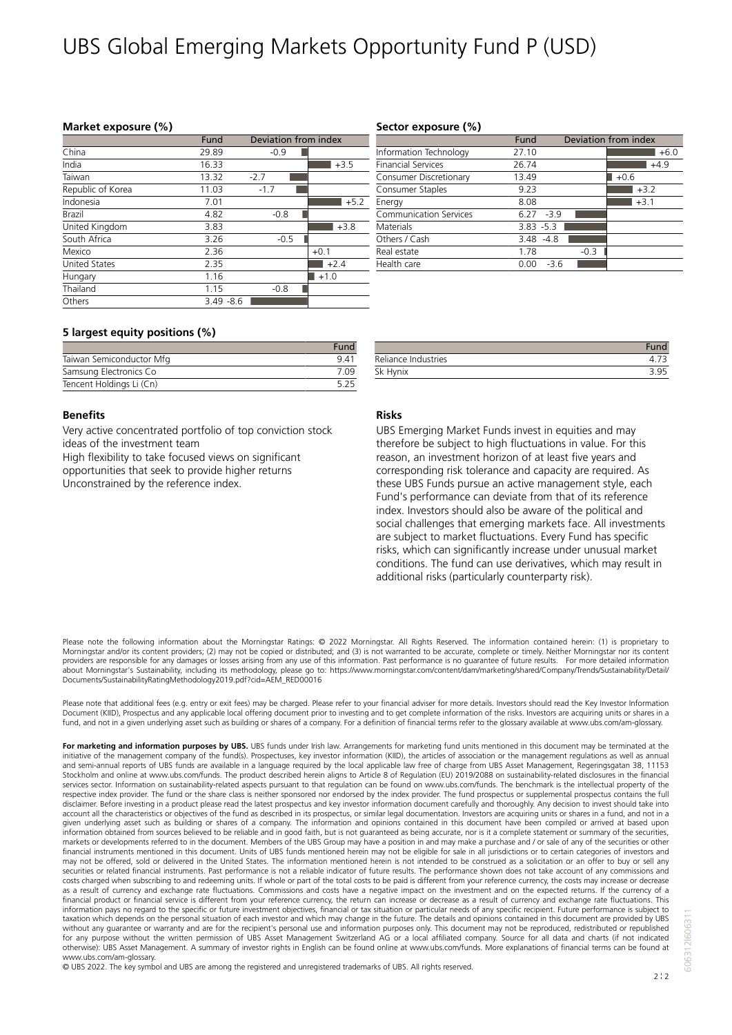# UBS Global Emerging Markets Opportunity Fund P (USD)

### Market exposure (%)

| | Fund | Deviation from index |
|---|---|---|
| China | 29.89 | -0.9 |
| India | 16.33 | +3.5 |
| Taiwan | 13.32 | -2.7 |
| Republic of Korea | 11.03 | -1.7 |
| Indonesia | 7.01 | +5.2 |
| Brazil | 4.82 | -0.8 |
| United Kingdom | 3.83 | +3.8 |
| South Africa | 3.26 | -0.5 |
| Mexico | 2.36 | +0.1 |
| United States | 2.35 | +2.4 |
| Hungary | 1.16 | +1.0 |
| Thailand | 1.15 | -0.8 |
| Others | 3.49 | -8.6 |

### Sector exposure (%)

| | Fund | Deviation from index |
|---|---|---|
| Information Technology | 27.10 | +6.0 |
| Financial Services | 26.74 | +4.9 |
| Consumer Discretionary | 13.49 | +0.6 |
| Consumer Staples | 9.23 | +3.2 |
| Energy | 8.08 | +3.1 |
| Communication Services | 6.27 | -3.9 |
| Materials | 3.83 | -5.3 |
| Others / Cash | 3.48 | -4.8 |
| Real estate | 1.78 | -0.3 |
| Health care | 0.00 | -3.6 |

### 5 largest equity positions (%)

| | Fund |
|---|---|
| Taiwan Semiconductor Mfg | 9.41 |
| Samsung Electronics Co | 7.09 |
| Tencent Holdings Li (Cn) | 5.25 |
| Reliance Industries | 4.73 |
| Sk Hynix | 3.95 |

### Benefits

Very active concentrated portfolio of top conviction stock ideas of the investment team
High flexibility to take focused views on significant opportunities that seek to provide higher returns
Unconstrained by the reference index.

### Risks

UBS Emerging Market Funds invest in equities and may therefore be subject to high fluctuations in value. For this reason, an investment horizon of at least five years and corresponding risk tolerance and capacity are required. As these UBS Funds pursue an active management style, each Fund's performance can deviate from that of its reference index. Investors should also be aware of the political and social challenges that emerging markets face. All investments are subject to market fluctuations. Every Fund has specific risks, which can significantly increase under unusual market conditions. The fund can use derivatives, which may result in additional risks (particularly counterparty risk).

Please note the following information about the Morningstar Ratings: © 2022 Morningstar. All Rights Reserved. The information contained herein: (1) is proprietary to Morningstar and/or its content providers; (2) may not be copied or distributed; and (3) is not warranted to be accurate, complete or timely. Neither Morningstar nor its content providers are responsible for any damages or losses arising from any use of this information. Past performance is no guarantee of future results. For more detailed information about Morningstar's Sustainability, including its methodology, please go to: https://www.morningstar.com/content/dam/marketing/shared/Company/Trends/Sustainability/Detail/Documents/SustainabilityRatingMethodology2019.pdf?cid=AEM_RED00016

Please note that additional fees (e.g. entry or exit fees) may be charged. Please refer to your financial adviser for more details. Investors should read the Key Investor Information Document (KIID), Prospectus and any applicable local offering document prior to investing and to get complete information of the risks. Investors are acquiring units or shares in a fund, and not in a given underlying asset such as building or shares of a company. For a definition of financial terms refer to the glossary available at www.ubs.com/am-glossary.

**For marketing and information purposes by UBS.** UBS funds under Irish law. Arrangements for marketing fund units mentioned in this document may be terminated at the initiative of the management company of the fund(s). Prospectuses, key investor information (KIID), the articles of association or the management regulations as well as annual and semi-annual reports of UBS funds are available in a language required by the local applicable law free of charge from UBS Asset Management, Regeringsgatan 38, 11153 Stockholm and online at www.ubs.com/funds. The product described herein aligns to Article 8 of Regulation (EU) 2019/2088 on sustainability-related disclosures in the financial services sector. Information on sustainability-related aspects pursuant to that regulation can be found on www.ubs.com/funds. The benchmark is the intellectual property of the respective index provider. The fund or the share class is neither sponsored nor endorsed by the index provider. The fund prospectus or supplemental prospectus contains the full disclaimer. Before investing in a product please read the latest prospectus and key investor information document carefully and thoroughly. Any decision to invest should take into account all the characteristics or objectives of the fund as described in its prospectus, or similar legal documentation. Investors are acquiring units or shares in a fund, and not in a given underlying asset such as building or shares of a company. The information and opinions contained in this document have been compiled or arrived at based upon information obtained from sources believed to be reliable and in good faith, but is not guaranteed as being accurate, nor is it a complete statement or summary of the securities, markets or developments referred to in the document. Members of the UBS Group may have a position in and may make a purchase and / or sale of any of the securities or other financial instruments mentioned in this document. Units of UBS funds mentioned herein may not be eligible for sale in all jurisdictions or to certain categories of investors and may not be offered, sold or delivered in the United States. The information mentioned herein is not intended to be construed as a solicitation or an offer to buy or sell any securities or related financial instruments. Past performance is not a reliable indicator of future results. The performance shown does not take account of any commissions and costs charged when subscribing to and redeeming units. If whole or part of the total costs to be paid is different from your reference currency, the costs may increase or decrease as a result of currency and exchange rate fluctuations. Commissions and costs have a negative impact on the investment and on the expected returns. If the currency of a financial product or financial service is different from your reference currency, the return can increase or decrease as a result of currency and exchange rate fluctuations. This information pays no regard to the specific or future investment objectives, financial or tax situation or particular needs of any specific recipient. Future performance is subject to taxation which depends on the personal situation of each investor and which may change in the future. The details and opinions contained in this document are provided by UBS without any guarantee or warranty and are for the recipient's personal use and information purposes only. This document may not be reproduced, redistributed or republished for any purpose without the written permission of UBS Asset Management Switzerland AG or a local affiliated company. Source for all data and charts (if not indicated otherwise): UBS Asset Management. A summary of investor rights in English can be found online at www.ubs.com/funds. More explanations of financial terms can be found at www.ubs.com/am-glossary.

© UBS 2022. The key symbol and UBS are among the registered and unregistered trademarks of UBS. All rights reserved.